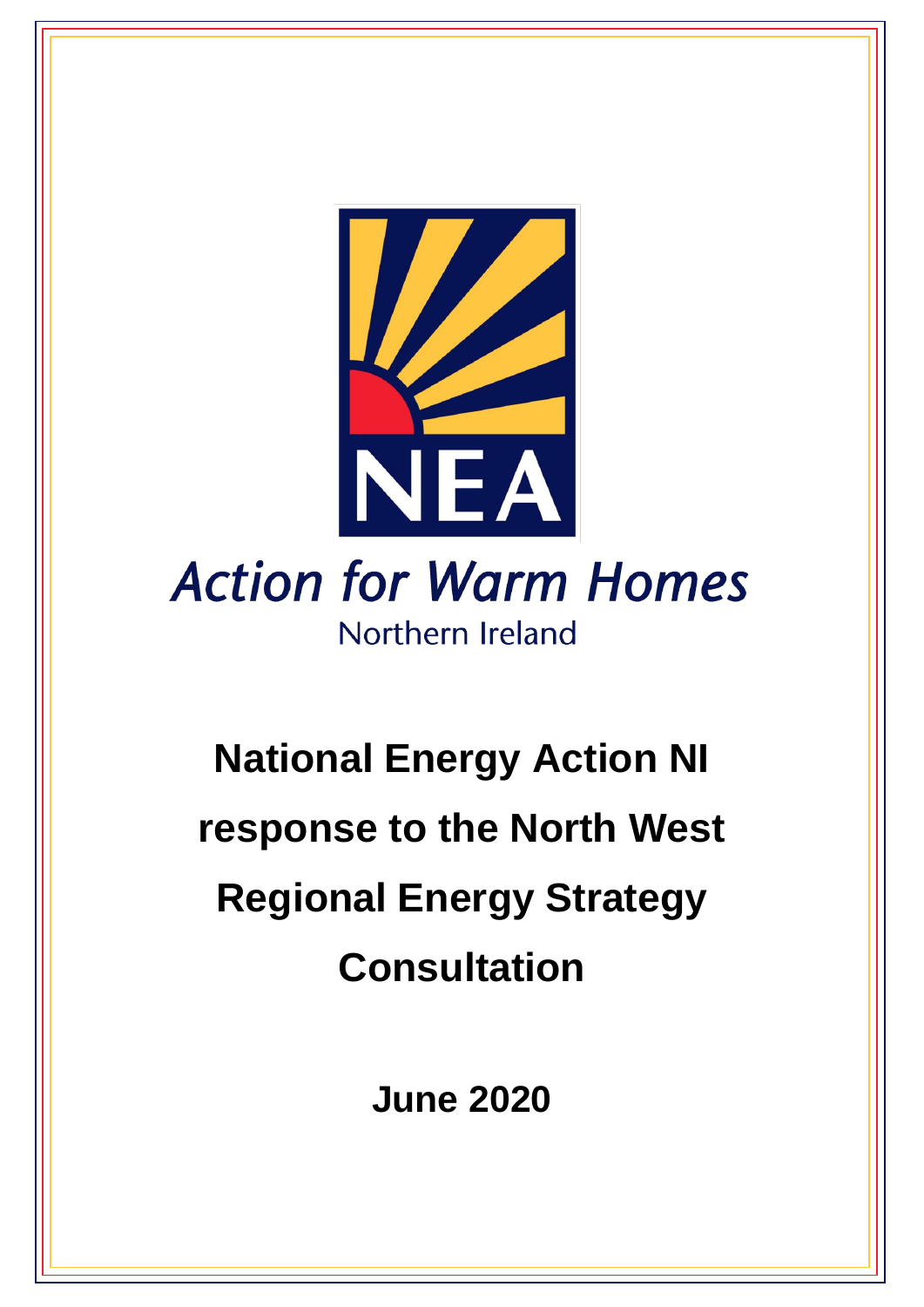NEA

Action for Warm Homes

Northern Ireland

# National Energy Action NI response to the North West Regional Energy Strategy Consultation

**June 2020**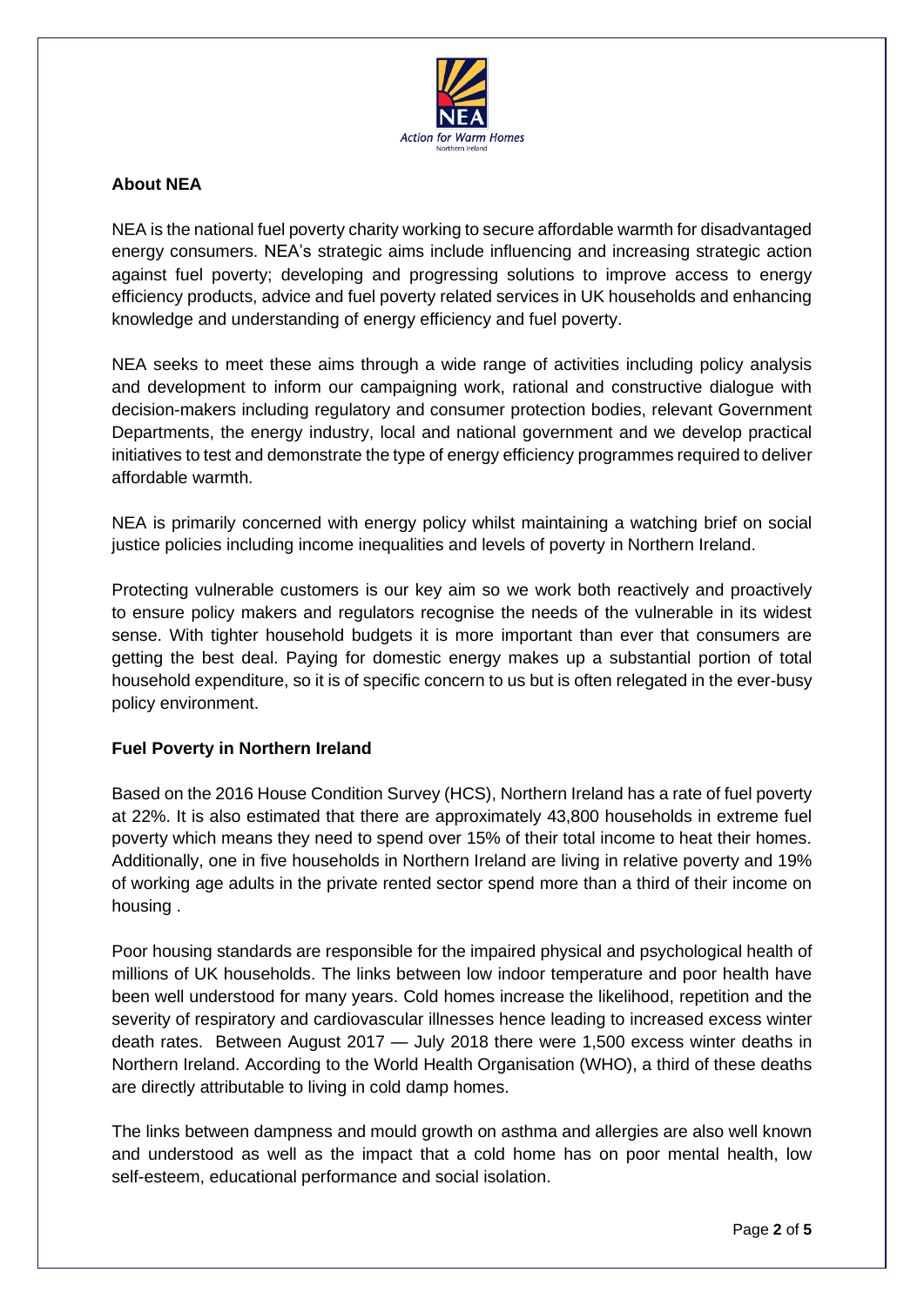**About NEA**

NEA is the national fuel poverty charity working to secure affordable warmth for disadvantaged energy consumers. NEA's strategic aims include influencing and increasing strategic action against fuel poverty; developing and progressing solutions to improve access to energy efficiency products, advice and fuel poverty related services in UK households and enhancing knowledge and understanding of energy efficiency and fuel poverty.

NEA seeks to meet these aims through a wide range of activities including policy analysis and development to inform our campaigning work, rational and constructive dialogue with decision-makers including regulatory and consumer protection bodies, relevant Government Departments, the energy industry, local and national government and we develop practical initiatives to test and demonstrate the type of energy efficiency programmes required to deliver affordable warmth.

NEA is primarily concerned with energy policy whilst maintaining a watching brief on social justice policies including income inequalities and levels of poverty in Northern Ireland.

Protecting vulnerable customers is our key aim so we work both reactively and proactively to ensure policy makers and regulators recognise the needs of the vulnerable in its widest sense. With tighter household budgets it is more important than ever that consumers are getting the best deal. Paying for domestic energy makes up a substantial portion of total household expenditure, so it is of specific concern to us but is often relegated in the ever-busy policy environment.

**Fuel Poverty in Northern Ireland**

Based on the 2016 House Condition Survey (HCS), Northern Ireland has a rate of fuel poverty at 22%. It is also estimated that there are approximately 43,800 households in extreme fuel poverty which means they need to spend over 15% of their total income to heat their homes. Additionally, one in five households in Northern Ireland are living in relative poverty and 19% of working age adults in the private rented sector spend more than a third of their income on housing .

Poor housing standards are responsible for the impaired physical and psychological health of millions of UK households. The links between low indoor temperature and poor health have been well understood for many years. Cold homes increase the likelihood, repetition and the severity of respiratory and cardiovascular illnesses hence leading to increased excess winter death rates. Between August 2017 — July 2018 there were 1,500 excess winter deaths in Northern Ireland. According to the World Health Organisation (WHO), a third of these deaths are directly attributable to living in cold damp homes.

The links between dampness and mould growth on asthma and allergies are also well known and understood as well as the impact that a cold home has on poor mental health, low self-esteem, educational performance and social isolation.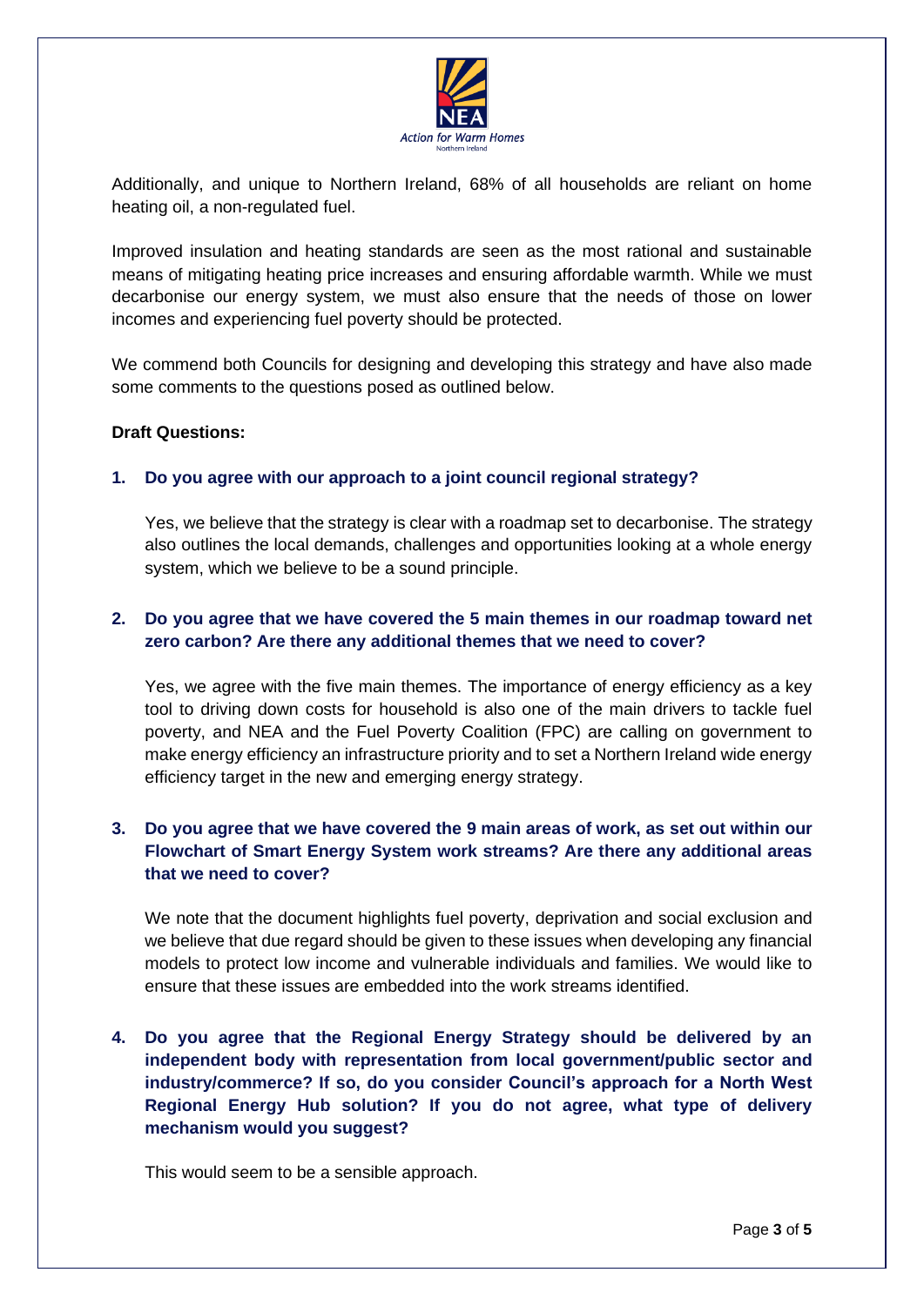Additionally, and unique to Northern Ireland, 68% of all households are reliant on home heating oil, a non-regulated fuel.

Improved insulation and heating standards are seen as the most rational and sustainable means of mitigating heating price increases and ensuring affordable warmth. While we must decarbonise our energy system, we must also ensure that the needs of those on lower incomes and experiencing fuel poverty should be protected.

We commend both Councils for designing and developing this strategy and have also made some comments to the questions posed as outlined below.

**Draft Questions:**

1. **Do you agree with our approach to a joint council regional strategy?**

   Yes, we believe that the strategy is clear with a roadmap set to decarbonise. The strategy also outlines the local demands, challenges and opportunities looking at a whole energy system, which we believe to be a sound principle.

2. **Do you agree that we have covered the 5 main themes in our roadmap toward net zero carbon? Are there any additional themes that we need to cover?**

   Yes, we agree with the five main themes. The importance of energy efficiency as a key tool to driving down costs for household is also one of the main drivers to tackle fuel poverty, and NEA and the Fuel Poverty Coalition (FPC) are calling on government to make energy efficiency an infrastructure priority and to set a Northern Ireland wide energy efficiency target in the new and emerging energy strategy.

3. **Do you agree that we have covered the 9 main areas of work, as set out within our Flowchart of Smart Energy System work streams? Are there any additional areas that we need to cover?**

   We note that the document highlights fuel poverty, deprivation and social exclusion and we believe that due regard should be given to these issues when developing any financial models to protect low income and vulnerable individuals and families. We would like to ensure that these issues are embedded into the work streams identified.

4. **Do you agree that the Regional Energy Strategy should be delivered by an independent body with representation from local government/public sector and industry/commerce? If so, do you consider Council's approach for a North West Regional Energy Hub solution? If you do not agree, what type of delivery mechanism would you suggest?**

   This would seem to be a sensible approach.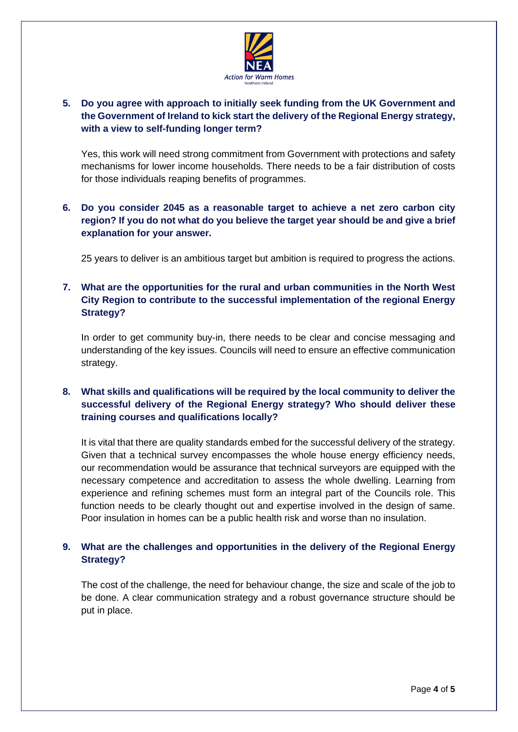**5. Do you agree with approach to initially seek funding from the UK Government and the Government of Ireland to kick start the delivery of the Regional Energy strategy, with a view to self-funding longer term?**

Yes, this work will need strong commitment from Government with protections and safety mechanisms for lower income households. There needs to be a fair distribution of costs for those individuals reaping benefits of programmes.

**6. Do you consider 2045 as a reasonable target to achieve a net zero carbon city region? If you do not what do you believe the target year should be and give a brief explanation for your answer.**

25 years to deliver is an ambitious target but ambition is required to progress the actions.

**7. What are the opportunities for the rural and urban communities in the North West City Region to contribute to the successful implementation of the regional Energy Strategy?**

In order to get community buy-in, there needs to be clear and concise messaging and understanding of the key issues. Councils will need to ensure an effective communication strategy.

**8. What skills and qualifications will be required by the local community to deliver the successful delivery of the Regional Energy strategy? Who should deliver these training courses and qualifications locally?**

It is vital that there are quality standards embed for the successful delivery of the strategy. Given that a technical survey encompasses the whole house energy efficiency needs, our recommendation would be assurance that technical surveyors are equipped with the necessary competence and accreditation to assess the whole dwelling. Learning from experience and refining schemes must form an integral part of the Councils role. This function needs to be clearly thought out and expertise involved in the design of same. Poor insulation in homes can be a public health risk and worse than no insulation.

**9. What are the challenges and opportunities in the delivery of the Regional Energy Strategy?**

The cost of the challenge, the need for behaviour change, the size and scale of the job to be done. A clear communication strategy and a robust governance structure should be put in place.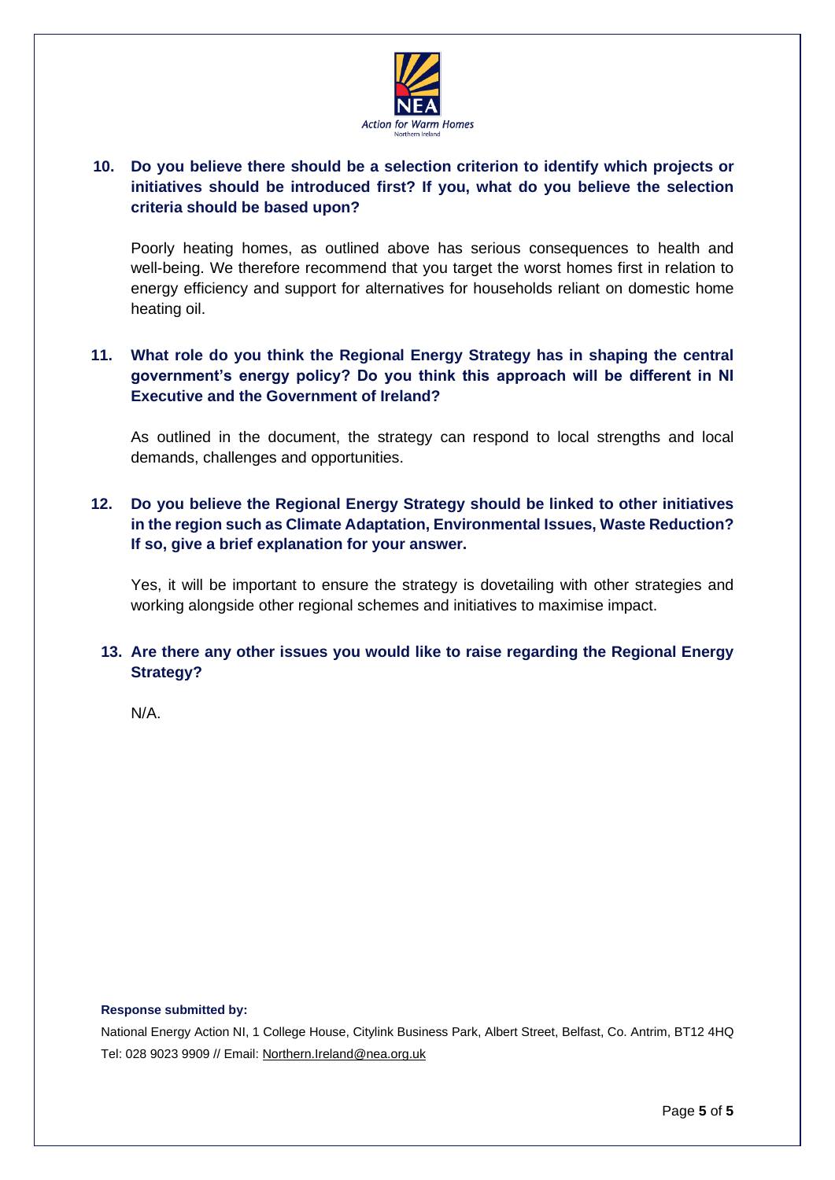**10. Do you believe there should be a selection criterion to identify which projects or initiatives should be introduced first? If you, what do you believe the selection criteria should be based upon?**

Poorly heating homes, as outlined above has serious consequences to health and well-being. We therefore recommend that you target the worst homes first in relation to energy efficiency and support for alternatives for households reliant on domestic home heating oil.

**11. What role do you think the Regional Energy Strategy has in shaping the central government's energy policy? Do you think this approach will be different in NI Executive and the Government of Ireland?**

As outlined in the document, the strategy can respond to local strengths and local demands, challenges and opportunities.

**12. Do you believe the Regional Energy Strategy should be linked to other initiatives in the region such as Climate Adaptation, Environmental Issues, Waste Reduction? If so, give a brief explanation for your answer.**

Yes, it will be important to ensure the strategy is dovetailing with other strategies and working alongside other regional schemes and initiatives to maximise impact.

**13. Are there any other issues you would like to raise regarding the Regional Energy Strategy?**

N/A.

**Response submitted by:**

National Energy Action NI, 1 College House, Citylink Business Park, Albert Street, Belfast, Co. Antrim, BT12 4HQ
Tel: 028 9023 9909 // Email: Northern.Ireland@nea.org.uk